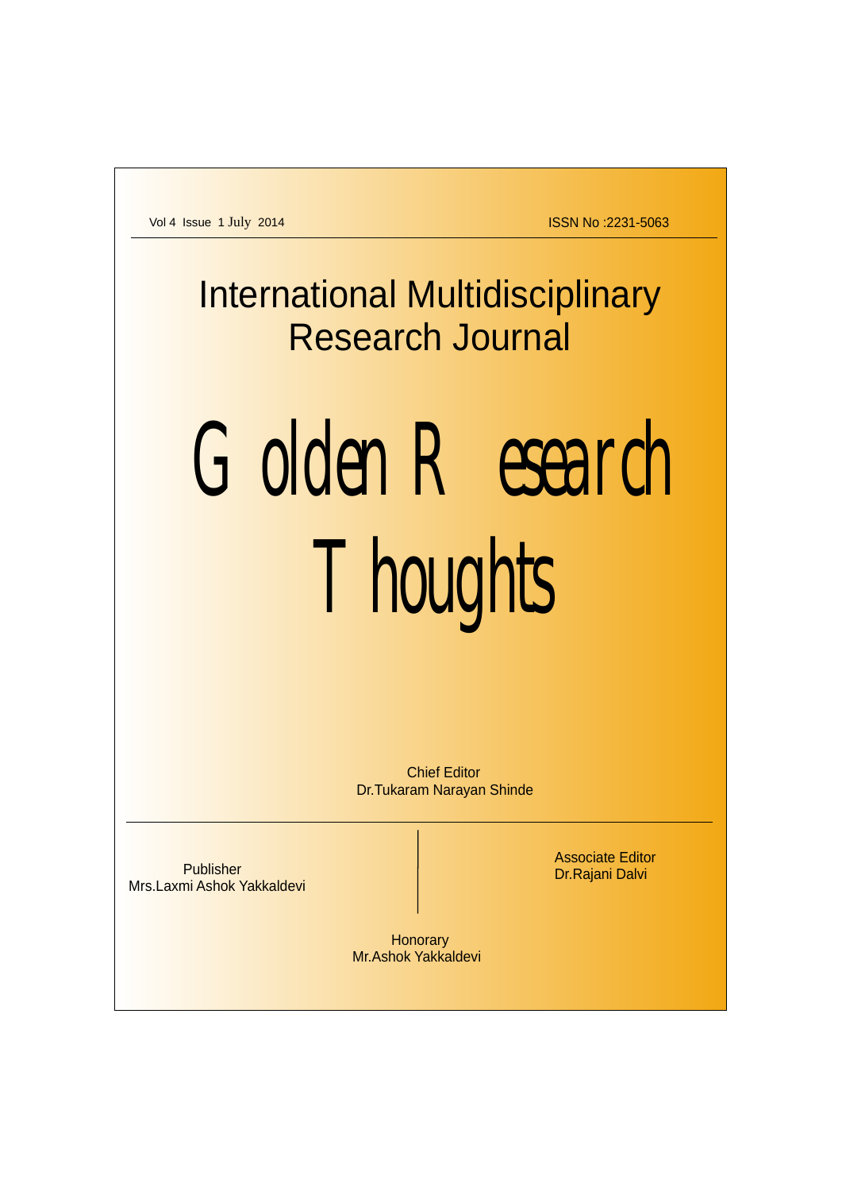Vol 4 Issue 1 July 2014 ISSN No :2231-5063

## International Multidisciplinary Research Journal

# Golden Research Thoughts

Chief Editor
Dr.Tukaram Narayan Shinde

Publisher
Mrs.Laxmi Ashok Yakkaldevi

Associate Editor
Dr.Rajani Dalvi

Honorary
Mr.Ashok Yakkaldevi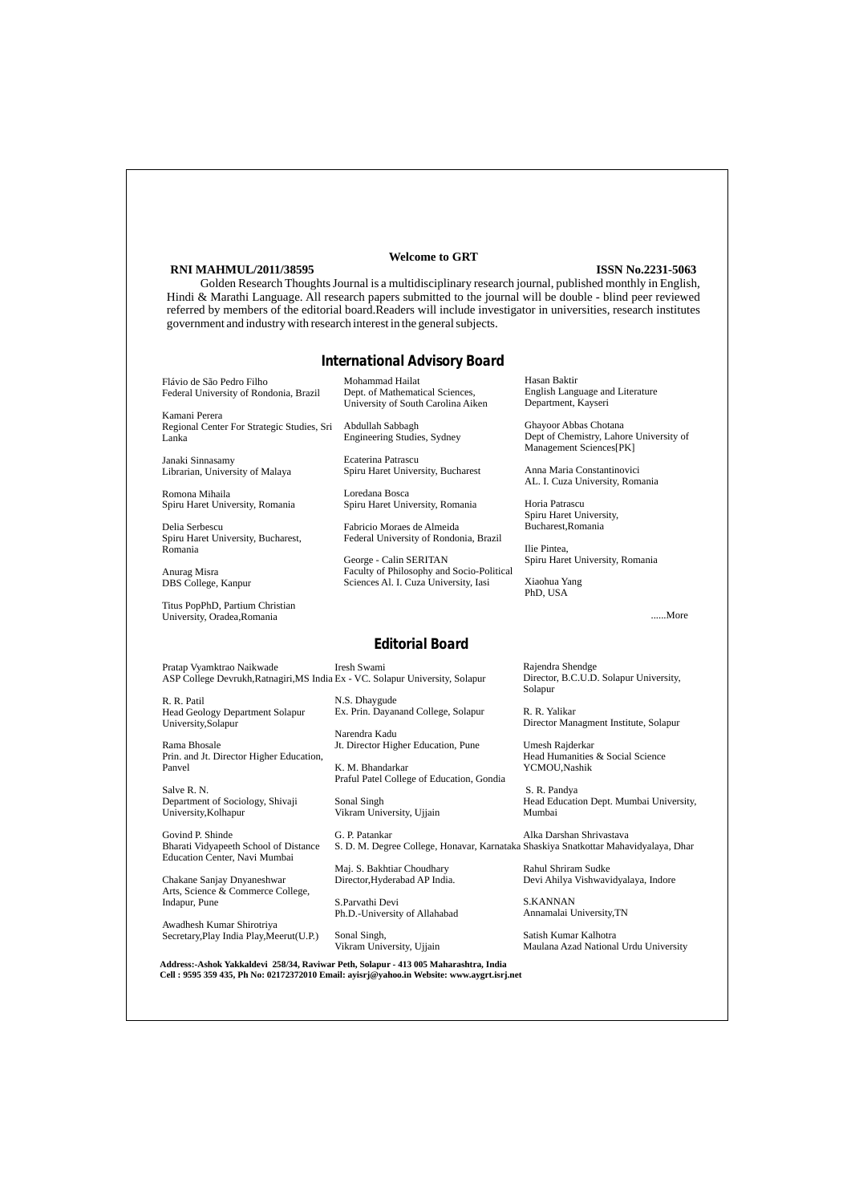**Welcome to GRT**

**RNI MAHMUL/2011/38595** **ISSN No.2231-5063**

Golden Research Thoughts Journal is a multidisciplinary research journal, published monthly in English, Hindi & Marathi Language. All research papers submitted to the journal will be double - blind peer reviewed referred by members of the editorial board.Readers will include investigator in universities, research institutes government and industry with research interest in the general subjects.

## International Advisory Board

Flávio de São Pedro Filho
Federal University of Rondonia, Brazil

Kamani Perera
Regional Center For Strategic Studies, Sri Lanka

Janaki Sinnasamy
Librarian, University of Malaya

Romona Mihaila
Spiru Haret University, Romania

Delia Serbescu
Spiru Haret University, Bucharest, Romania

Anurag Misra
DBS College, Kanpur

Titus PopPhD, Partium Christian University, Oradea,Romania

Mohammad Hailat
Dept. of Mathematical Sciences, University of South Carolina Aiken

Abdullah Sabbagh
Engineering Studies, Sydney

Ecaterina Patrascu
Spiru Haret University, Bucharest

Loredana Bosca
Spiru Haret University, Romania

Fabricio Moraes de Almeida
Federal University of Rondonia, Brazil

George - Calin SERITAN
Faculty of Philosophy and Socio-Political Sciences Al. I. Cuza University, Iasi

Hasan Baktir
English Language and Literature Department, Kayseri

Ghayoor Abbas Chotana
Dept of Chemistry, Lahore University of Management Sciences[PK]

Anna Maria Constantinovici
AL. I. Cuza University, Romania

Horia Patrascu
Spiru Haret University, Bucharest,Romania

Ilie Pintea,
Spiru Haret University, Romania

Xiaohua Yang
PhD, USA

......More

## Editorial Board

Pratap Vyamktrao Naikwade
ASP College Devrukh,Ratnagiri,MS India

R. R. Patil
Head Geology Department Solapur University,Solapur

Rama Bhosale
Prin. and Jt. Director Higher Education, Panvel

Salve R. N.
Department of Sociology, Shivaji University,Kolhapur

Govind P. Shinde
Bharati Vidyapeeth School of Distance Education Center, Navi Mumbai

Chakane Sanjay Dnyaneshwar
Arts, Science & Commerce College, Indapur, Pune

Awadhesh Kumar Shirotriya
Secretary,Play India Play,Meerut(U.P.)

Iresh Swami
Ex - VC. Solapur University, Solapur

N.S. Dhaygude
Ex. Prin. Dayanand College, Solapur

Narendra Kadu
Jt. Director Higher Education, Pune

K. M. Bhandarkar
Praful Patel College of Education, Gondia

Sonal Singh
Vikram University, Ujjain

G. P. Patankar
S. D. M. Degree College, Honavar, Karnataka

Maj. S. Bakhtiar Choudhary
Director,Hyderabad AP India.

S.Parvathi Devi
Ph.D.-University of Allahabad

Sonal Singh,
Vikram University, Ujjain

Rajendra Shendge
Director, B.C.U.D. Solapur University, Solapur

R. R. Yalikar
Director Managment Institute, Solapur

Umesh Rajderkar
Head Humanities & Social Science YCMOU,Nashik

S. R. Pandya
Head Education Dept. Mumbai University, Mumbai

Alka Darshan Shrivastava
Shaskiya Snatkottar Mahavidyalaya, Dhar

Rahul Shriram Sudke
Devi Ahilya Vishwavidyalaya, Indore

S.KANNAN
Annamalai University,TN

Satish Kumar Kalhotra
Maulana Azad National Urdu University

**Address:-Ashok Yakkaldevi 258/34, Raviwar Peth, Solapur - 413 005 Maharashtra, India**
**Cell : 9595 359 435, Ph No: 02172372010 Email: ayisrj@yahoo.in Website: www.aygrt.isrj.net**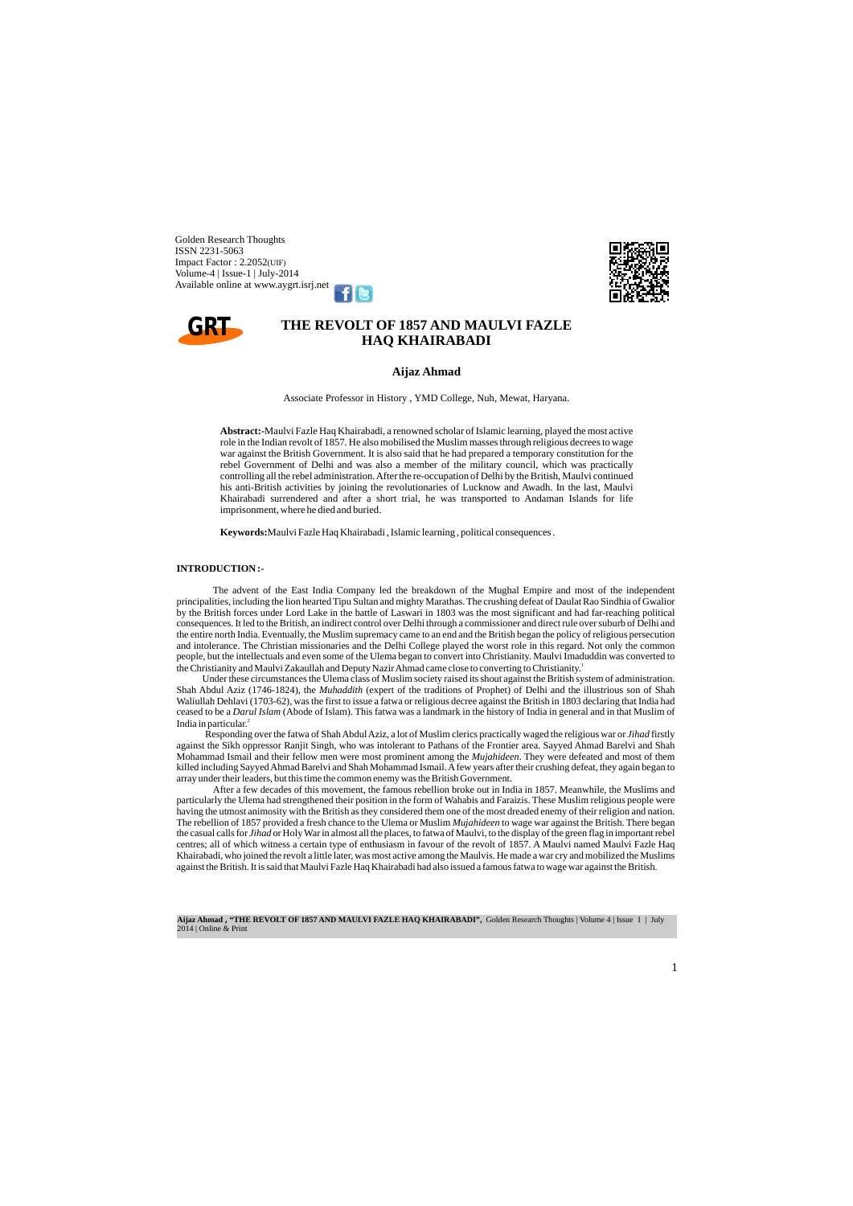Golden Research Thoughts
ISSN 2231-5063
Impact Factor : 2.2052(UIF)
Volume-4 | Issue-1 | July-2014
Available online at www.aygrt.isrj.net

# THE REVOLT OF 1857 AND MAULVI FAZLE HAQ KHAIRABADI

### Aijaz Ahmad

Associate Professor in History , YMD College, Nuh, Mewat, Haryana.

**Abstract:-**Maulvi Fazle Haq Khairabadi, a renowned scholar of Islamic learning, played the most active role in the Indian revolt of 1857. He also mobilised the Muslim masses through religious decrees to wage war against the British Government. It is also said that he had prepared a temporary constitution for the rebel Government of Delhi and was also a member of the military council, which was practically controlling all the rebel administration. After the re-occupation of Delhi by the British, Maulvi continued his anti-British activities by joining the revolutionaries of Lucknow and Awadh. In the last, Maulvi Khairabadi surrendered and after a short trial, he was transported to Andaman Islands for life imprisonment, where he died and buried.

**Keywords:**Maulvi Fazle Haq Khairabadi , Islamic learning , political consequences .

## INTRODUCTION :-

The advent of the East India Company led the breakdown of the Mughal Empire and most of the independent principalities, including the lion hearted Tipu Sultan and mighty Marathas. The crushing defeat of Daulat Rao Sindhia of Gwalior by the British forces under Lord Lake in the battle of Laswari in 1803 was the most significant and had far-reaching political consequences. It led to the British, an indirect control over Delhi through a commissioner and direct rule over suburb of Delhi and the entire north India. Eventually, the Muslim supremacy came to an end and the British began the policy of religious persecution and intolerance. The Christian missionaries and the Delhi College played the worst role in this regard. Not only the common people, but the intellectuals and even some of the Ulema began to convert into Christianity. Maulvi Imaduddin was converted to the Christianity and Maulvi Zakaullah and Deputy Nazir Ahmad came close to converting to Christianity.[1]

Under these circumstances the Ulema class of Muslim society raised its shout against the British system of administration. Shah Abdul Aziz (1746-1824), the *Muhaddith* (expert of the traditions of Prophet) of Delhi and the illustrious son of Shah Waliullah Dehlavi (1703-62), was the first to issue a fatwa or religious decree against the British in 1803 declaring that India had ceased to be a *Darul Islam* (Abode of Islam). This fatwa was a landmark in the history of India in general and in that Muslim of India in particular.[2]

Responding over the fatwa of Shah Abdul Aziz, a lot of Muslim clerics practically waged the religious war or *Jihad* firstly against the Sikh oppressor Ranjit Singh, who was intolerant to Pathans of the Frontier area. Sayyed Ahmad Barelvi and Shah Mohammad Ismail and their fellow men were most prominent among the *Mujahideen*. They were defeated and most of them killed including Sayyed Ahmad Barelvi and Shah Mohammad Ismail. A few years after their crushing defeat, they again began to array under their leaders, but this time the common enemy was the British Government.

After a few decades of this movement, the famous rebellion broke out in India in 1857. Meanwhile, the Muslims and particularly the Ulema had strengthened their position in the form of Wahabis and Faraizis. These Muslim religious people were having the utmost animosity with the British as they considered them one of the most dreaded enemy of their religion and nation. The rebellion of 1857 provided a fresh chance to the Ulema or Muslim *Mujahideen* to wage war against the British. There began the casual calls for *Jihad* or Holy War in almost all the places, to fatwa of Maulvi, to the display of the green flag in important rebel centres; all of which witness a certain type of enthusiasm in favour of the revolt of 1857. A Maulvi named Maulvi Fazle Haq Khairabadi, who joined the revolt a little later, was most active among the Maulvis. He made a war cry and mobilized the Muslims against the British. It is said that Maulvi Fazle Haq Khairabadi had also issued a famous fatwa to wage war against the British.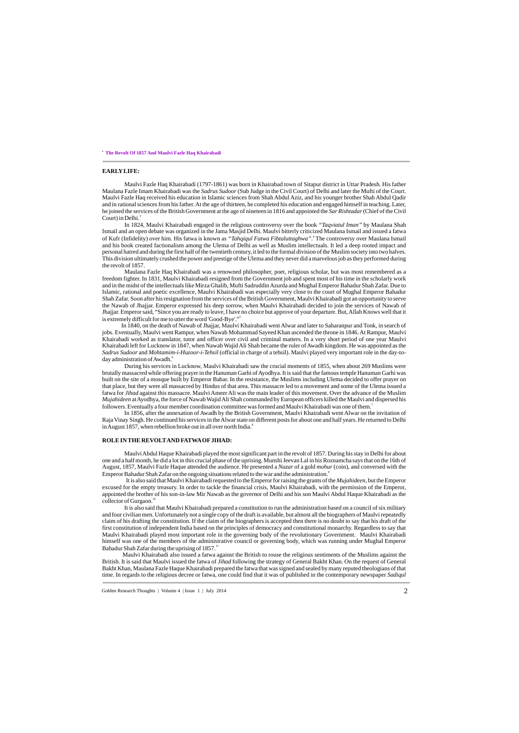## EARLY LIFE:

Maulvi Fazle Haq Khairabadi (1797-1861) was born in Khairabad town of Sitapur district in Uttar Pradesh. His father Maulana Fazle Imam Khairabadi was the *Sadrus Sudoor* (Sub Judge in the Civil Court) of Delhi and later the Mufti of the Court. Maulvi Fazle Haq received his education in Islamic sciences from Shah Abdul Aziz, and his younger brother Shah Abdul Qadir and in rational sciences from his father. At the age of thirteen, he completed his education and engaged himself in teaching. Later, he joined the services of the British Government at the age of nineteen in 1816 and appointed the *Sar Rishtadar* (Chief of the Civil Court) in Delhi.[3]

In 1824, Maulvi Khairabadi engaged in the religious controversy over the book *"Taqviatul Iman"* by Maulana Shah Ismail and an open debate was organized in the Jama Masjid Delhi. Maulvi bitterly criticized Maulana Ismail and issued a fatwa of Kufr (Infidelity) over him. His fatwa is known as *"Tahqiqul Fatwa Fibtaluttaghwa"*.[4] The controversy over Maulana Ismail and his book created factionalism among the Ulema of Delhi as well as Muslim intellectuals. It led a deep rooted impact and personal hatred and during the first half of the twentieth century, it led to the formal division of the Muslim society into two halves. This division ultimately crushed the power and prestige of the Ulema and they never did a marvelous job as they performed during the revolt of 1857.

Maulana Fazle Haq Khairabadi was a renowned philosopher, poet, religious scholar, but was most remembered as a freedom fighter. In 1831, Maulvi Khairabadi resigned from the Government job and spent most of his time in the scholarly work and in the midst of the intellectuals like Mirza Ghalib, Mufti Sadruddin Azurda and Mughal Emperor Bahadur Shah Zafar. Due to Islamic, rational and poetic excellence, Maulvi Khairabadi was especially very close to the court of Mughal Emperor Bahadur Shah Zafar. Soon after his resignation from the services of the British Government, Maulvi Khairabadi got an opportunity to serve the Nawab of Jhajjar. Emperor expressed his deep sorrow, when Maulvi Khairabadi decided to join the services of Nawab of Jhajjar. Emperor said, "Since you are ready to leave, I have no choice but approve of your departure. But, Allah Knows well that it is extremely difficult for me to utter the word 'Good-Bye'."[5]

In 1840, on the death of Nawab of Jhajjar, Maulvi Khairabadi went Alwar and later to Saharanpur and Tonk, in search of jobs. Eventually, Maulvi went Rampur, when Nawab Mohammad Sayeed Khan ascended the throne in 1846. At Rampur, Maulvi Khairabadi worked as translator, tutor and officer over civil and criminal matters. In a very short period of one year Maulvi Khairabadi left for Lucknow in 1847, when Nawab Wajid Ali Shah became the ruler of Awadh kingdom. He was appointed as the *Sadrus Sudoor* and *Mohtamim-i-Huzoor-i-Tehsil* (official in charge of a tehsil). Maulvi played very important role in the day-to-day administration of Awadh.[6]

During his services in Lucknow, Maulvi Khairabadi saw the crucial moments of 1855, when about 269 Muslims were brutally massacred while offering prayer in the Hanuman Garhi of Ayodhya. It is said that the famous temple Hanuman Garhi was built on the site of a mosque built by Emperor Babar. In the resistance, the Muslims including Ulema decided to offer prayer on that place, but they were all massacred by Hindus of that area. This massacre led to a movement and some of the Ulema issued a fatwa for *Jihad* against this massacre. Maulvi Ameer Ali was the main leader of this movement. Over the advance of the Muslim *Mujahideen* at Ayodhya, the force of Nawab Wajid Ali Shah commanded by European officers killed the Maulvi and dispersed his followers. Eventually a four member coordination committee was formed and Maulvi Khairabadi was one of them.[7]

In 1856, after the annexation of Awadh by the British Government, Maulvi Khairabadi went Alwar on the invitation of Raja Vinay Singh. He continued his services in the Alwar state on different posts for about one and half years. He returned to Delhi in August 1857, when rebellion broke out in all over north India.[8]

## ROLE IN THE REVOLT AND FATWA OF JIHAD:

Maulvi Abdul Haque Khairabadi played the most significant part in the revolt of 1857. During his stay in Delhi for about one and a half month, he did a lot in this crucial phase of the uprising. Munshi Jeevan Lal in his Roznamcha says that on the 16th of August, 1857, Maulvi Fazle Haque attended the audience. He presented a *Nazar* of a gold *mohur* (coin), and conversed with the Emperor Bahadur Shah Zafar on the ongoing situations related to the war and the administration.[9]

It is also said that Maulvi Khairabadi requested to the Emperor for raising the grants of the *Mujahideen*, but the Emperor excused for the empty treasury. In order to tackle the financial crisis, Maulvi Khairabadi, with the permission of the Emperor, appointed the brother of his son-in-law Mir Nawab as the governor of Delhi and his son Maulvi Abdul Haque Khairabadi as the collector of Gurgaon.[10]

It is also said that Maulvi Khairabadi prepared a constitution to run the administration based on a council of six military and four civilian men. Unfortunately not a single copy of the draft is available, but almost all the biographers of Maulvi repeatedly claim of his drafting the constitution. If the claim of the biographers is accepted then there is no doubt to say that his draft of the first constitution of independent India based on the principles of democracy and constitutional monarchy. Regardless to say that Maulvi Khairabadi played most important role in the governing body of the revolutionary Government. Maulvi Khairabadi himself was one of the members of the administrative council or governing body, which was running under Mughal Emperor Bahadur Shah Zafar during the uprising of 1857.[11]

Maulvi Khairabadi also issued a fatwa against the British to rouse the religious sentiments of the Muslims against the British. It is said that Maulvi issued the fatwa of *Jihad* following the strategy of General Bakht Khan. On the request of General Bakht Khan, Maulana Fazle Haque Khairabadi prepared the fatwa that was signed and sealed by many reputed theologians of that time. In regards to the religious decree or fatwa, one could find that it was of published in the contemporary newspaper *Sadiqul*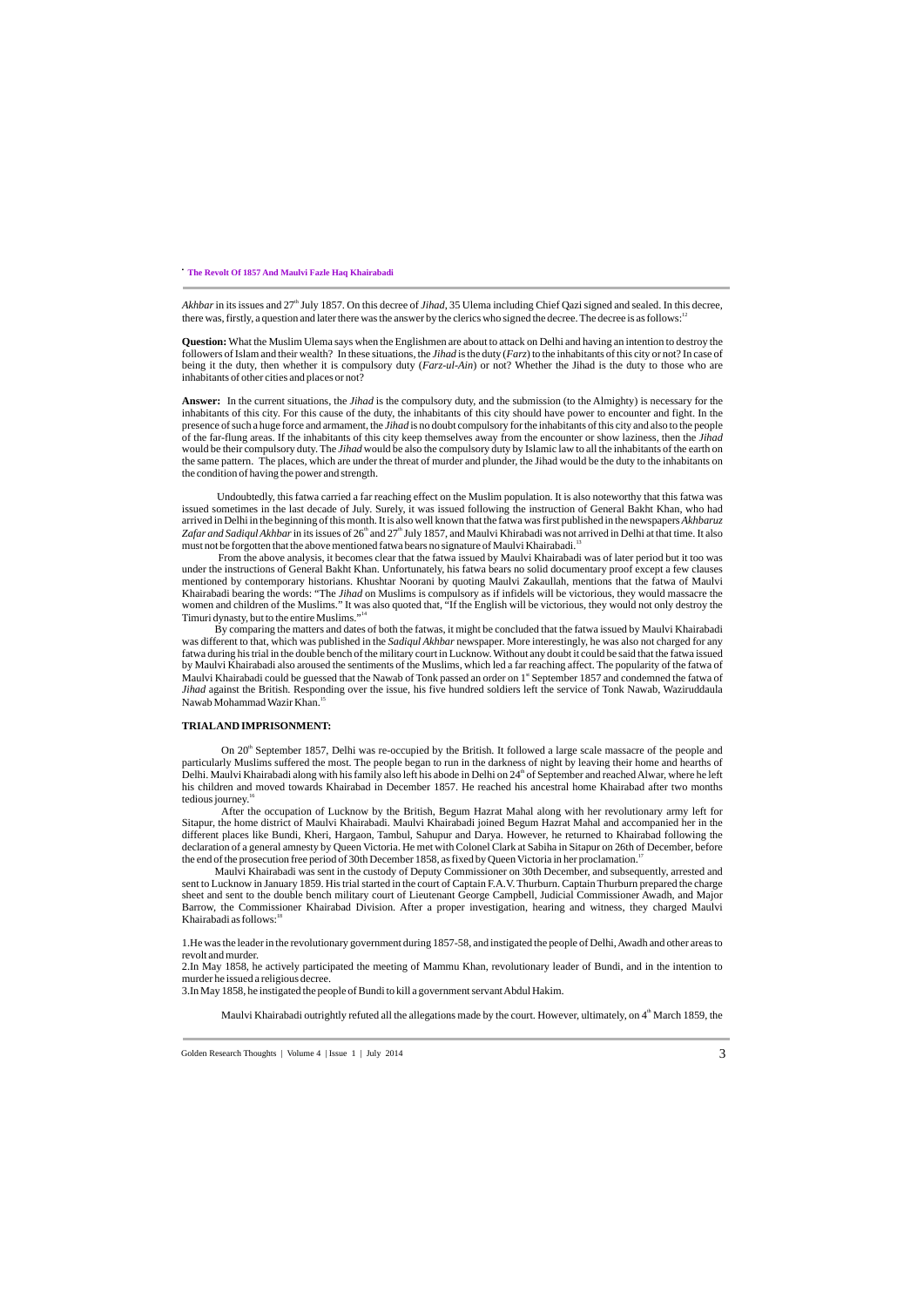*Akhbar* in its issues and 27th July 1857. On this decree of *Jihad*, 35 Ulema including Chief Qazi signed and sealed. In this decree, there was, firstly, a question and later there was the answer by the clerics who signed the decree. The decree is as follows:[12]

**Question:** What the Muslim Ulema says when the Englishmen are about to attack on Delhi and having an intention to destroy the followers of Islam and their wealth? In these situations, the *Jihad* is the duty (*Farz*) to the inhabitants of this city or not? In case of being it the duty, then whether it is compulsory duty (*Farz-ul-Ain*) or not? Whether the Jihad is the duty to those who are inhabitants of other cities and places or not?

**Answer:** In the current situations, the *Jihad* is the compulsory duty, and the submission (to the Almighty) is necessary for the inhabitants of this city. For this cause of the duty, the inhabitants of this city should have power to encounter and fight. In the presence of such a huge force and armament, the *Jihad* is no doubt compulsory for the inhabitants of this city and also to the people of the far-flung areas. If the inhabitants of this city keep themselves away from the encounter or show laziness, then the *Jihad* would be their compulsory duty. The *Jihad* would be also the compulsory duty by Islamic law to all the inhabitants of the earth on the same pattern. The places, which are under the threat of murder and plunder, the Jihad would be the duty to the inhabitants on the condition of having the power and strength.

Undoubtedly, this fatwa carried a far reaching effect on the Muslim population. It is also noteworthy that this fatwa was issued sometimes in the last decade of July. Surely, it was issued following the instruction of General Bakht Khan, who had arrived in Delhi in the beginning of this month. It is also well known that the fatwa was first published in the newspapers *Akhbaruz Zafar and Sadiqul Akhbar* in its issues of 26th and 27th July 1857, and Maulvi Khirabadi was not arrived in Delhi at that time. It also must not be forgotten that the above mentioned fatwa bears no signature of Maulvi Khairabadi.[13]

From the above analysis, it becomes clear that the fatwa issued by Maulvi Khairabadi was of later period but it too was under the instructions of General Bakht Khan. Unfortunately, his fatwa bears no solid documentary proof except a few clauses mentioned by contemporary historians. Khushtar Noorani by quoting Maulvi Zakaullah, mentions that the fatwa of Maulvi Khairabadi bearing the words: "The *Jihad* on Muslims is compulsory as if infidels will be victorious, they would massacre the women and children of the Muslims." It was also quoted that, "If the English will be victorious, they would not only destroy the Timuri dynasty, but to the entire Muslims."[14]

By comparing the matters and dates of both the fatwas, it might be concluded that the fatwa issued by Maulvi Khairabadi was different to that, which was published in the *Sadiqul Akhbar* newspaper. More interestingly, he was also not charged for any fatwa during his trial in the double bench of the military court in Lucknow. Without any doubt it could be said that the fatwa issued by Maulvi Khairabadi also aroused the sentiments of the Muslims, which led a far reaching affect. The popularity of the fatwa of Maulvi Khairabadi could be guessed that the Nawab of Tonk passed an order on 1st September 1857 and condemned the fatwa of *Jihad* against the British. Responding over the issue, his five hundred soldiers left the service of Tonk Nawab, Waziruddaula Nawab Mohammad Wazir Khan.[15]

## TRIAL AND IMPRISONMENT:

On 20th September 1857, Delhi was re-occupied by the British. It followed a large scale massacre of the people and particularly Muslims suffered the most. The people began to run in the darkness of night by leaving their home and hearths of Delhi. Maulvi Khairabadi along with his family also left his abode in Delhi on 24th of September and reached Alwar, where he left his children and moved towards Khairabad in December 1857. He reached his ancestral home Khairabad after two months tedious journey.[16]

After the occupation of Lucknow by the British, Begum Hazrat Mahal along with her revolutionary army left for Sitapur, the home district of Maulvi Khairabadi. Maulvi Khairabadi joined Begum Hazrat Mahal and accompanied her in the different places like Bundi, Kheri, Hargaon, Tambul, Sahupur and Darya. However, he returned to Khairabad following the declaration of a general amnesty by Queen Victoria. He met with Colonel Clark at Sabiha in Sitapur on 26th of December, before the end of the prosecution free period of 30th December 1858, as fixed by Queen Victoria in her proclamation.[17]

Maulvi Khairabadi was sent in the custody of Deputy Commissioner on 30th December, and subsequently, arrested and sent to Lucknow in January 1859. His trial started in the court of Captain F.A.V. Thurburn. Captain Thurburn prepared the charge sheet and sent to the double bench military court of Lieutenant George Campbell, Judicial Commissioner Awadh, and Major Barrow, the Commissioner Khairabad Division. After a proper investigation, hearing and witness, they charged Maulvi Khairabadi as follows:[18]

1. He was the leader in the revolutionary government during 1857-58, and instigated the people of Delhi, Awadh and other areas to revolt and murder.
2. In May 1858, he actively participated the meeting of Mammu Khan, revolutionary leader of Bundi, and in the intention to murder he issued a religious decree.
3. In May 1858, he instigated the people of Bundi to kill a government servant Abdul Hakim.

Maulvi Khairabadi outrightly refuted all the allegations made by the court. However, ultimately, on 4th March 1859, the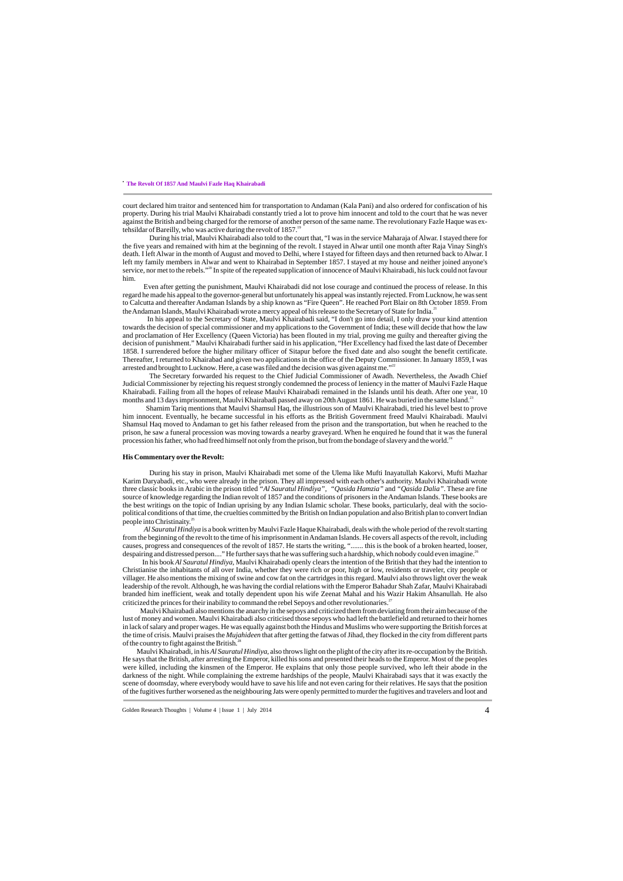court declared him traitor and sentenced him for transportation to Andaman (Kala Pani) and also ordered for confiscation of his property. During his trial Maulvi Khairabadi constantly tried a lot to prove him innocent and told to the court that he was never against the British and being charged for the remorse of another person of the same name. The revolutionary Fazle Haque was ex-tehsildar of Bareilly, who was active during the revolt of 1857.[19]

During his trial, Maulvi Khairabadi also told to the court that, "I was in the service Maharaja of Alwar. I stayed there for the five years and remained with him at the beginning of the revolt. I stayed in Alwar until one month after Raja Vinay Singh's death. I left Alwar in the month of August and moved to Delhi, where I stayed for fifteen days and then returned back to Alwar. I left my family members in Alwar and went to Khairabad in September 1857. I stayed at my house and neither joined anyone's service, nor met to the rebels."[20] In spite of the repeated supplication of innocence of Maulvi Khairabadi, his luck could not favour him.

Even after getting the punishment, Maulvi Khairabadi did not lose courage and continued the process of release. In this regard he made his appeal to the governor-general but unfortunately his appeal was instantly rejected. From Lucknow, he was sent to Calcutta and thereafter Andaman Islands by a ship known as "Fire Queen". He reached Port Blair on 8th October 1859. From the Andaman Islands, Maulvi Khairabadi wrote a mercy appeal of his release to the Secretary of State for India.[21]

In his appeal to the Secretary of State, Maulvi Khairabadi said, "I don't go into detail, I only draw your kind attention towards the decision of special commissioner and my applications to the Government of India; these will decide that how the law and proclamation of Her Excellency (Queen Victoria) has been flouted in my trial, proving me guilty and thereafter giving the decision of punishment." Maulvi Khairabadi further said in his application, "Her Excellency had fixed the last date of December 1858. I surrendered before the higher military officer of Sitapur before the fixed date and also sought the benefit certificate. Thereafter, I returned to Khairabad and given two applications in the office of the Deputy Commissioner. In January 1859, I was arrested and brought to Lucknow. Here, a case was filed and the decision was given against me."[22]

The Secretary forwarded his request to the Chief Judicial Commissioner of Awadh. Nevertheless, the Awadh Chief Judicial Commissioner by rejecting his request strongly condemned the process of leniency in the matter of Maulvi Fazle Haque Khairabadi. Failing from all the hopes of release Maulvi Khairabadi remained in the Islands until his death. After one year, 10 months and 13 days imprisonment, Maulvi Khairabadi passed away on 20th August 1861. He was buried in the same Island.[23]

Shamim Tariq mentions that Maulvi Shamsul Haq, the illustrious son of Maulvi Khairabadi, tried his level best to prove him innocent. Eventually, he became successful in his efforts as the British Government freed Maulvi Khairabadi. Maulvi Shamsul Haq moved to Andaman to get his father released from the prison and the transportation, but when he reached to the prison, he saw a funeral procession was moving towards a nearby graveyard. When he enquired he found that it was the funeral procession his father, who had freed himself not only from the prison, but from the bondage of slavery and the world.[24]

### His Commentary over the Revolt:

During his stay in prison, Maulvi Khairabadi met some of the Ulema like Mufti Inayatullah Kakorvi, Mufti Mazhar Karim Daryabadi, etc., who were already in the prison. They all impressed with each other's authority. Maulvi Khairabadi wrote three classic books in Arabic in the prison titled *"Al Sauratul Hindiya"*, *"Qasida Hamzia"* and *"Qasida Dalia"*. These are fine source of knowledge regarding the Indian revolt of 1857 and the conditions of prisoners in the Andaman Islands. These books are the best writings on the topic of Indian uprising by any Indian Islamic scholar. These books, particularly, deal with the socio-political conditions of that time, the cruelties committed by the British on Indian population and also British plan to convert Indian people into Christinaity.[25]

*Al Sauratul Hindiya* is a book written by Maulvi Fazle Haque Khairabadi, deals with the whole period of the revolt starting from the beginning of the revolt to the time of his imprisonment in Andaman Islands. He covers all aspects of the revolt, including causes, progress and consequences of the revolt of 1857. He starts the writing, "....... this is the book of a broken hearted, looser, despairing and distressed person...." He further says that he was suffering such a hardship, which nobody could even imagine.[26]

In his book *Al Sauratul Hindiya*, Maulvi Khairabadi openly clears the intention of the British that they had the intention to Christianise the inhabitants of all over India, whether they were rich or poor, high or low, residents or traveler, city people or villager. He also mentions the mixing of swine and cow fat on the cartridges in this regard. Maulvi also throws light over the weak leadership of the revolt. Although, he was having the cordial relations with the Emperor Bahadur Shah Zafar, Maulvi Khairabadi branded him inefficient, weak and totally dependent upon his wife Zeenat Mahal and his Wazir Hakim Ahsanullah. He also criticized the princes for their inability to command the rebel Sepoys and other revolutionaries.[27]

Maulvi Khairabadi also mentions the anarchy in the sepoys and criticized them from deviating from their aim because of the lust of money and women. Maulvi Khairabadi also criticised those sepoys who had left the battlefield and returned to their homes in lack of salary and proper wages. He was equally against both the Hindus and Muslims who were supporting the British forces at the time of crisis. Maulvi praises the *Mujahideen* that after getting the fatwas of Jihad, they flocked in the city from different parts of the country to fight against the British.[28]

Maulvi Khairabadi, in his *Al Sauratul Hindiya*, also throws light on the plight of the city after its re-occupation by the British. He says that the British, after arresting the Emperor, killed his sons and presented their heads to the Emperor. Most of the peoples were killed, including the kinsmen of the Emperor. He explains that only those people survived, who left their abode in the darkness of the night. While complaining the extreme hardships of the people, Maulvi Khairabadi says that it was exactly the scene of doomsday, where everybody would have to save his life and not even caring for their relatives. He says that the position of the fugitives further worsened as the neighbouring Jats were openly permitted to murder the fugitives and travelers and loot and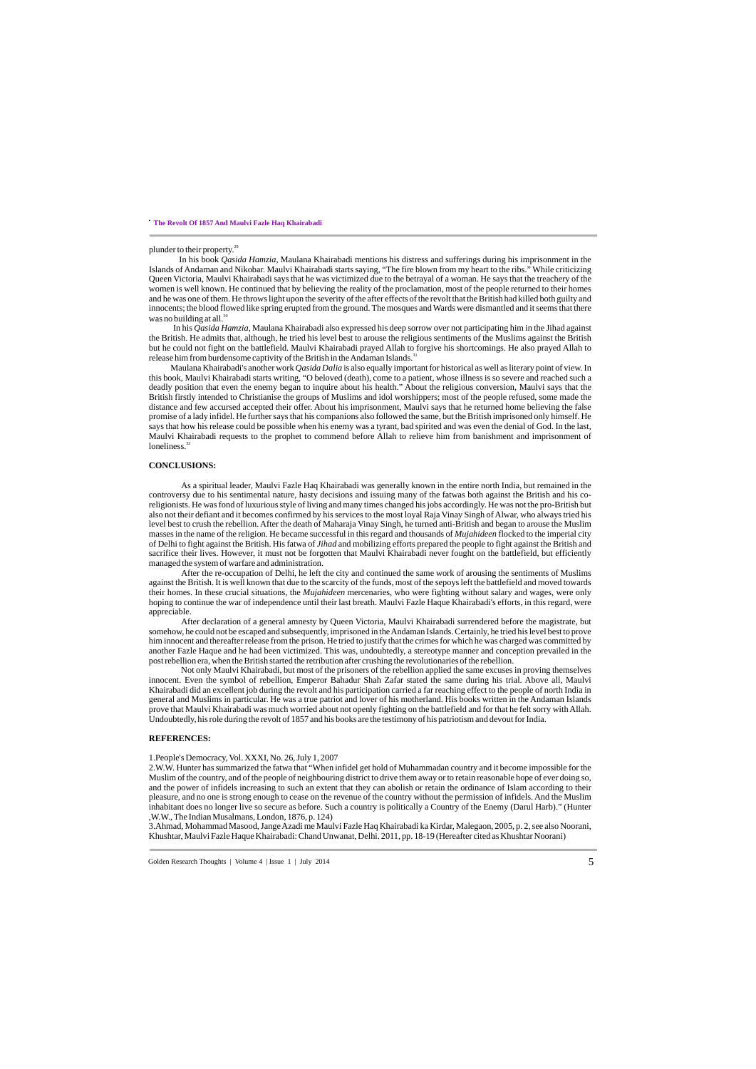plunder to their property.[29]

In his book *Qasida Hamzia*, Maulana Khairabadi mentions his distress and sufferings during his imprisonment in the Islands of Andaman and Nikobar. Maulvi Khairabadi starts saying, "The fire blown from my heart to the ribs." While criticizing Queen Victoria, Maulvi Khairabadi says that he was victimized due to the betrayal of a woman. He says that the treachery of the women is well known. He continued that by believing the reality of the proclamation, most of the people returned to their homes and he was one of them. He throws light upon the severity of the after effects of the revolt that the British had killed both guilty and innocents; the blood flowed like spring erupted from the ground. The mosques and Wards were dismantled and it seems that there was no building at all.[30]

In his *Qasida Hamzia*, Maulana Khairabadi also expressed his deep sorrow over not participating him in the Jihad against the British. He admits that, although, he tried his level best to arouse the religious sentiments of the Muslims against the British but he could not fight on the battlefield. Maulvi Khairabadi prayed Allah to forgive his shortcomings. He also prayed Allah to release him from burdensome captivity of the British in the Andaman Islands.[31]

Maulana Khairabadi's another work *Qasida Dalia* is also equally important for historical as well as literary point of view. In this book, Maulvi Khairabadi starts writing, "O beloved (death), come to a patient, whose illness is so severe and reached such a deadly position that even the enemy began to inquire about his health." About the religious conversion, Maulvi says that the British firstly intended to Christianise the groups of Muslims and idol worshippers; most of the people refused, some made the distance and few accursed accepted their offer. About his imprisonment, Maulvi says that he returned home believing the false promise of a lady infidel. He further says that his companions also followed the same, but the British imprisoned only himself. He says that how his release could be possible when his enemy was a tyrant, bad spirited and was even the denial of God. In the last, Maulvi Khairabadi requests to the prophet to commend before Allah to relieve him from banishment and imprisonment of loneliness.[32]

## CONCLUSIONS:

As a spiritual leader, Maulvi Fazle Haq Khairabadi was generally known in the entire north India, but remained in the controversy due to his sentimental nature, hasty decisions and issuing many of the fatwas both against the British and his co-religionists. He was fond of luxurious style of living and many times changed his jobs accordingly. He was not the pro-British but also not their defiant and it becomes confirmed by his services to the most loyal Raja Vinay Singh of Alwar, who always tried his level best to crush the rebellion. After the death of Maharaja Vinay Singh, he turned anti-British and began to arouse the Muslim masses in the name of the religion. He became successful in this regard and thousands of *Mujahideen* flocked to the imperial city of Delhi to fight against the British. His fatwa of *Jihad* and mobilizing efforts prepared the people to fight against the British and sacrifice their lives. However, it must not be forgotten that Maulvi Khairabadi never fought on the battlefield, but efficiently managed the system of warfare and administration.

After the re-occupation of Delhi, he left the city and continued the same work of arousing the sentiments of Muslims against the British. It is well known that due to the scarcity of the funds, most of the sepoys left the battlefield and moved towards their homes. In these crucial situations, the *Mujahideen* mercenaries, who were fighting without salary and wages, were only hoping to continue the war of independence until their last breath. Maulvi Fazle Haque Khairabadi's efforts, in this regard, were appreciable.

After declaration of a general amnesty by Queen Victoria, Maulvi Khairabadi surrendered before the magistrate, but somehow, he could not be escaped and subsequently, imprisoned in the Andaman Islands. Certainly, he tried his level best to prove him innocent and thereafter release from the prison. He tried to justify that the crimes for which he was charged was committed by another Fazle Haque and he had been victimized. This was, undoubtedly, a stereotype manner and conception prevailed in the post rebellion era, when the British started the retribution after crushing the revolutionaries of the rebellion.

Not only Maulvi Khairabadi, but most of the prisoners of the rebellion applied the same excuses in proving themselves innocent. Even the symbol of rebellion, Emperor Bahadur Shah Zafar stated the same during his trial. Above all, Maulvi Khairabadi did an excellent job during the revolt and his participation carried a far reaching effect to the people of north India in general and Muslims in particular. He was a true patriot and lover of his motherland. His books written in the Andaman Islands prove that Maulvi Khairabadi was much worried about not openly fighting on the battlefield and for that he felt sorry with Allah. Undoubtedly, his role during the revolt of 1857 and his books are the testimony of his patriotism and devout for India.

## REFERENCES:

1.People's Democracy, Vol. XXXI, No. 26, July 1, 2007

2.W.W. Hunter has summarized the fatwa that "When infidel get hold of Muhammadan country and it become impossible for the Muslim of the country, and of the people of neighbouring district to drive them away or to retain reasonable hope of ever doing so, and the power of infidels increasing to such an extent that they can abolish or retain the ordinance of Islam according to their pleasure, and no one is strong enough to cease on the revenue of the country without the permission of infidels. And the Muslim inhabitant does no longer live so secure as before. Such a country is politically a Country of the Enemy (Darul Harb)." (Hunter ,W.W., The Indian Musalmans, London, 1876, p. 124)

3.Ahmad, Mohammad Masood, Jange Azadi me Maulvi Fazle Haq Khairabadi ka Kirdar, Malegaon, 2005, p. 2, see also Noorani, Khushtar, Maulvi Fazle Haque Khairabadi: Chand Unwanat, Delhi. 2011, pp. 18-19 (Hereafter cited as Khushtar Noorani)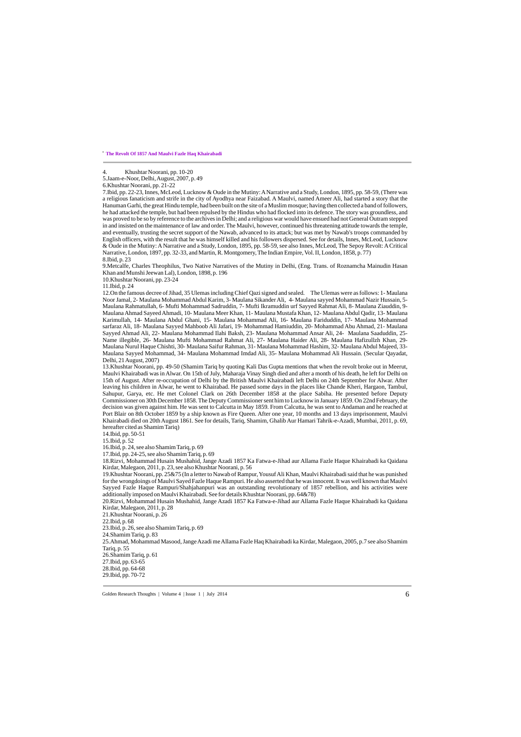4. Khushtar Noorani, pp. 10-20

5.Jaam-e-Noor, Delhi, August, 2007, p. 49

6.Khushtar Noorani, pp. 21-22

7.Ibid, pp. 22-23, Innes, McLeod, Lucknow & Oude in the Mutiny: A Narrative and a Study, London, 1895, pp. 58-59, (There was a religious fanaticism and strife in the city of Ayodhya near Faizabad. A Maulvi, named Ameer Ali, had started a story that the Hanuman Garhi, the great Hindu temple, had been built on the site of a Muslim mosque; having then collected a band of followers, he had attacked the temple, but had been repulsed by the Hindus who had flocked into its defence. The story was groundless, and was proved to be so by reference to the archives in Delhi; and a religious war would have ensued had not General Outram stepped in and insisted on the maintenance of law and order. The Maulvi, however, continued his threatening attitude towards the temple, and eventually, trusting the secret support of the Nawab, advanced to its attack; but was met by Nawab's troops commanded by English officers, with the result that he was himself killed and his followers dispersed. See for details, Innes, McLeod, Lucknow & Oude in the Mutiny: A Narrative and a Study, London, 1895, pp. 58-59, see also Innes, McLeod, The Sepoy Revolt: A Critical Narrative, London, 1897, pp. 32-33, and Martin, R. Montgomery, The Indian Empire, Vol. II, London, 1858, p. 77)

8.Ibid, p. 23

9.Metcalfe, Charles Theophilus, Two Native Narratives of the Mutiny in Delhi, (Eng. Trans. of Roznamcha Mainudin Hasan Khan and Munshi Jeewan Lal), London, 1898, p. 196

10.Khushtar Noorani, pp. 23-24

11.Ibid, p. 24

12.On the famous decree of Jihad, 35 Ulemas including Chief Qazi signed and sealed. The Ulemas were as follows: 1- Maulana Noor Jamal, 2- Maulana Mohammad Abdul Karim, 3- Maulana Sikander Ali, 4- Maulana sayyed Mohammad Nazir Hussain, 5- Maulana Rahmatullah, 6- Mufti Mohammad Sadruddin, 7- Mufti Ikramuddin urf Sayyed Rahmat Ali, 8- Maulana Ziauddin, 9- Maulana Ahmad Sayeed Ahmadi, 10- Maulana Meer Khan, 11- Maulana Mustafa Khan, 12- Maulana Abdul Qadir, 13- Maulana Karimullah, 14- Maulana Abdul Ghani, 15- Maulana Mohammad Ali, 16- Maulana Fariduddin, 17- Maulana Mohammad sarfaraz Ali, 18- Maulana Sayyed Mahboob Ali Jafari, 19- Mohammad Hamiuddin, 20- Mohammad Abu Ahmad, 21- Maulana Sayyed Ahmad Ali, 22- Maulana Mohammad Ilahi Baksh, 23- Maulana Mohammad Ansar Ali, 24- Maulana Saaduddin, 25- Name illegible, 26- Maulana Mufti Mohammad Rahmat Ali, 27- Maulana Haider Ali, 28- Maulana Hafizullzh Khan, 29- Maulana Nurul Haque Chishti, 30- Maulana Saifur Rahman, 31- Maulana Mohammad Hashim, 32- Maulana Abdul Majeed, 33- Maulana Sayyed Mohammad, 34- Maulana Mohammad Imdad Ali, 35- Maulana Mohammad Ali Hussain. (Secular Qayadat, Delhi, 21 August, 2007)

13.Khushtar Noorani, pp. 49-50 (Shamim Tariq by quoting Kali Das Gupta mentions that when the revolt broke out in Meerut, Maulvi Khairabadi was in Alwar. On 15th of July, Maharaja Vinay Singh died and after a month of his death, he left for Delhi on 15th of August. After re-occupation of Delhi by the British Maulvi Khairabadi left Delhi on 24th September for Alwar. After leaving his children in Alwar, he went to Khairabad. He passed some days in the places like Chande Kheri, Hargaon, Tambul, Sahupur, Garya, etc. He met Colonel Clark on 26th December 1858 at the place Sabiha. He presented before Deputy Commissioner on 30th December 1858. The Deputy Commissioner sent him to Lucknow in January 1859. On 22nd February, the decision was given against him. He was sent to Calcutta in May 1859. From Calcutta, he was sent to Andaman and he reached at Port Blair on 8th October 1859 by a ship known as Fire Queen. After one year, 10 months and 13 days imprisonment, Maulvi Khairabadi died on 20th August 1861. See for details, Tariq, Shamim, Ghalib Aur Hamari Tahrik-e-Azadi, Mumbai, 2011, p. 69, hereafter cited as Shamim Tariq)

14.Ibid, pp. 50-51

15.Ibid, p. 52

16.Ibid, p. 24, see also Shamim Tariq, p. 69

17.Ibid, pp. 24-25, see also Shamim Tariq, p. 69

18.Rizvi, Mohammad Husain Mushahid, Jange Azadi 1857 Ka Fatwa-e-Jihad aur Allama Fazle Haque Khairabadi ka Qaidana Kirdar, Malegaon, 2011, p. 23, see also Khushtar Noorani, p. 56

19.Khushtar Noorani, pp. 25&75 (In a letter to Nawab of Rampur, Yousuf Ali Khan, Maulvi Khairabadi said that he was punished for the wrongdoings of Maulvi Sayed Fazle Haque Rampuri. He also asserted that he was innocent. It was well known that Maulvi Sayyed Fazle Haque Rampuri/Shahjahanpuri was an outstanding revolutionary of 1857 rebellion, and his activities were additionally imposed on Maulvi Khairabadi. See for details Khushtar Noorani, pp. 64&78)

20.Rizvi, Mohammad Husain Mushahid, Jange Azadi 1857 Ka Fatwa-e-Jihad aur Allama Fazle Haque Khairabadi ka Qaidana Kirdar, Malegaon, 2011, p. 28

21.Khushtar Noorani, p. 26

22.Ibid, p. 68

23.Ibid, p. 26, see also Shamim Tariq, p. 69

24.Shamim Tariq, p. 83

25.Ahmad, Mohammad Masood, Jange Azadi me Allama Fazle Haq Khairabadi ka Kirdar, Malegaon, 2005, p.7 see also Shamim Tariq, p. 55

26.Shamim Tariq, p. 61

27.Ibid, pp. 63-65

28.Ibid, pp. 64-68

29.Ibid, pp. 70-72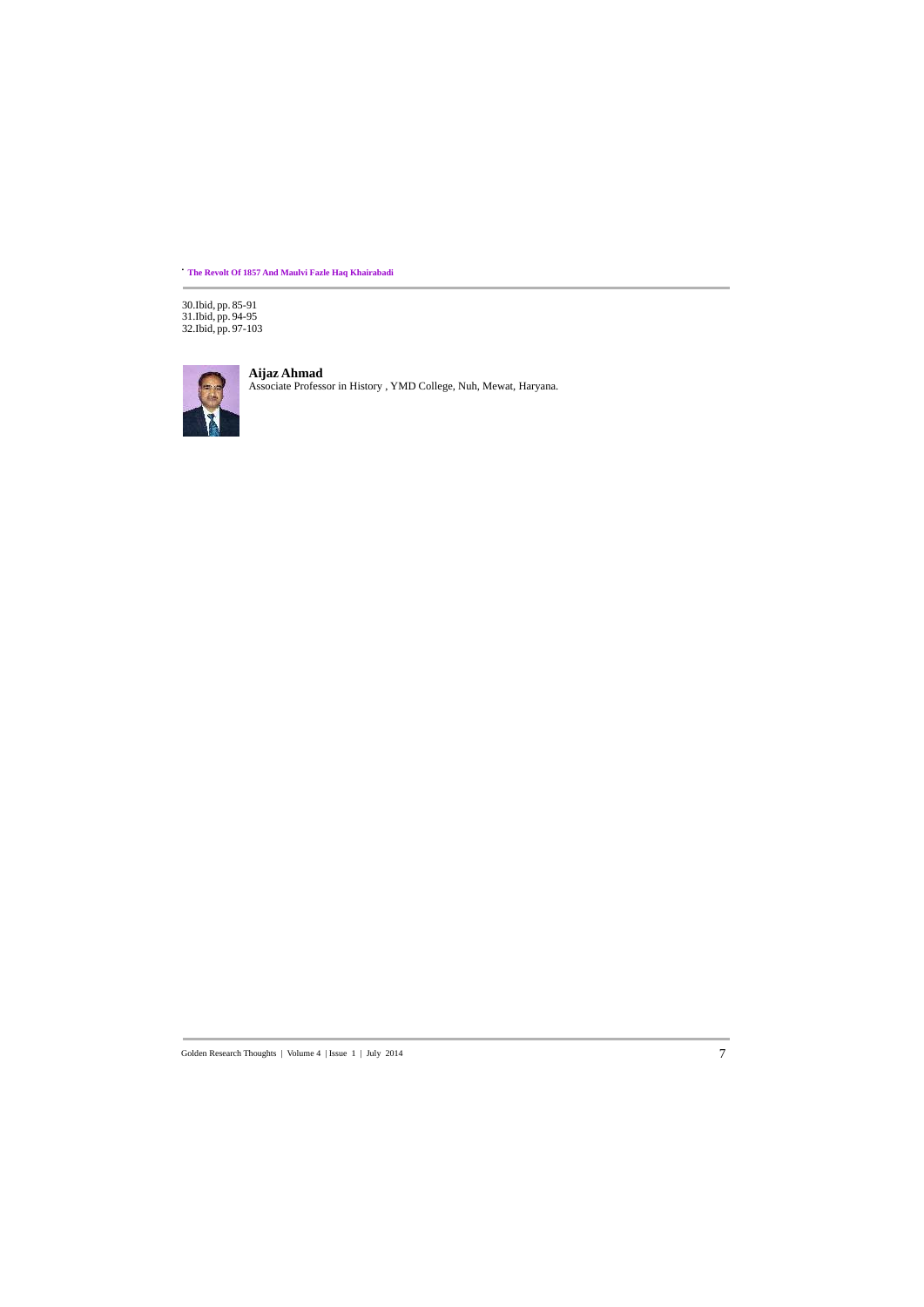30.Ibid, pp. 85-91
31.Ibid, pp. 94-95
32.Ibid, pp. 97-103

**Aijaz Ahmad**
Associate Professor in History , YMD College, Nuh, Mewat, Haryana.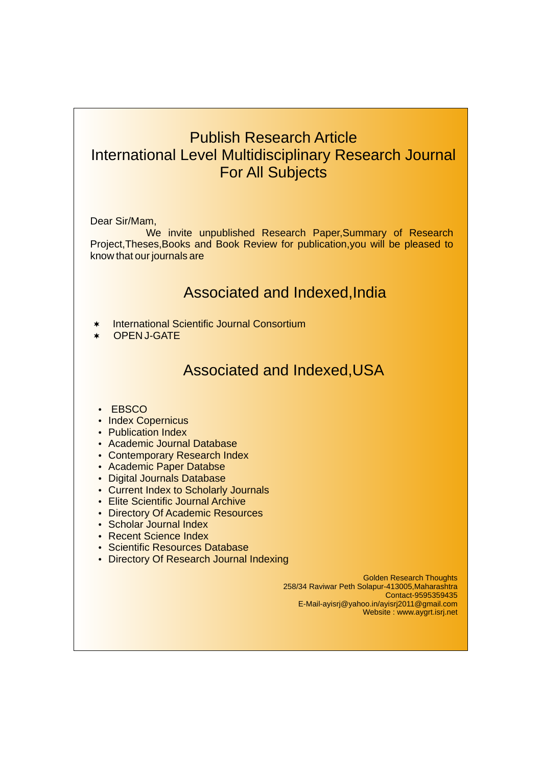# Publish Research Article
# International Level Multidisciplinary Research Journal
# For All Subjects

Dear Sir/Mam,

We invite unpublished Research Paper,Summary of Research Project,Theses,Books and Book Review for publication,you will be pleased to know that our journals are

## Associated and Indexed,India

* International Scientific Journal Consortium
* OPEN J-GATE

## Associated and Indexed,USA

- EBSCO
- Index Copernicus
- Publication Index
- Academic Journal Database
- Contemporary Research Index
- Academic Paper Databse
- Digital Journals Database
- Current Index to Scholarly Journals
- Elite Scientific Journal Archive
- Directory Of Academic Resources
- Scholar Journal Index
- Recent Science Index
- Scientific Resources Database
- Directory Of Research Journal Indexing

Golden Research Thoughts
258/34 Raviwar Peth Solapur-413005,Maharashtra
Contact-9595359435
E-Mail-ayisrj@yahoo.in/ayisrj2011@gmail.com
Website : www.aygrt.isrj.net